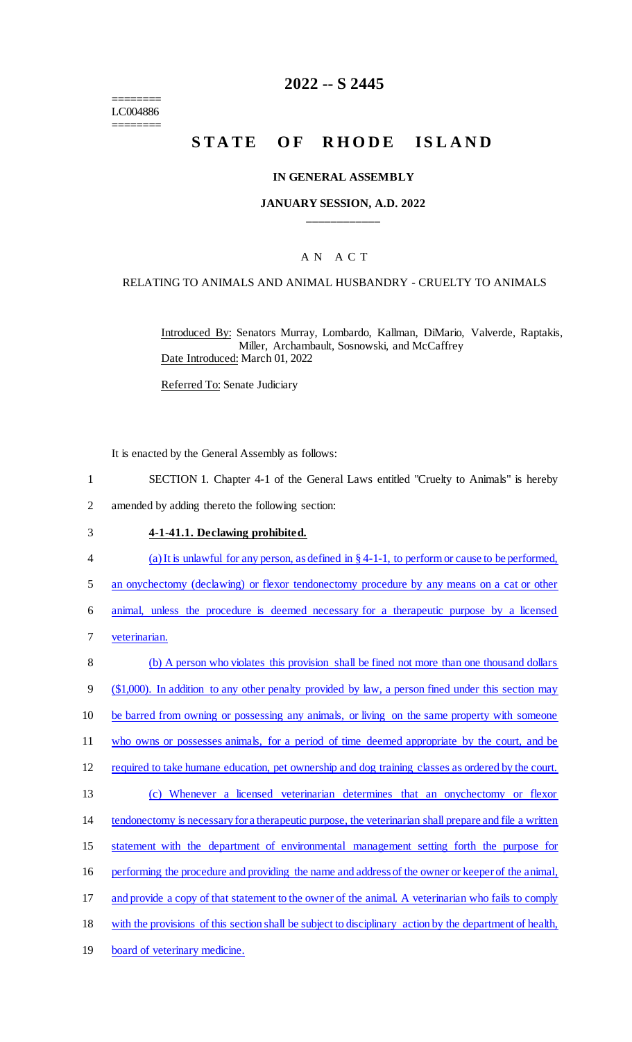========
LC004886
========

# 2022 -- S 2445

# STATE OF RHODE ISLAND

### IN GENERAL ASSEMBLY

### JANUARY SESSION, A.D. 2022

____________

## A N A C T

### RELATING TO ANIMALS AND ANIMAL HUSBANDRY - CRUELTY TO ANIMALS

Introduced By: Senators Murray, Lombardo, Kallman, DiMario, Valverde, Raptakis, Miller, Archambault, Sosnowski, and McCaffrey

Date Introduced: March 01, 2022

Referred To: Senate Judiciary

It is enacted by the General Assembly as follows:

1 SECTION 1. Chapter 4-1 of the General Laws entitled "Cruelty to Animals" is hereby
2 amended by adding thereto the following section:

3 **4-1-41.1. Declawing prohibited.**

4 (a) It is unlawful for any person, as defined in § 4-1-1, to perform or cause to be performed,
5 an onychectomy (declawing) or flexor tendonectomy procedure by any means on a cat or other
6 animal, unless the procedure is deemed necessary for a therapeutic purpose by a licensed
7 veterinarian.

8 (b) A person who violates this provision shall be fined not more than one thousand dollars
9 ($1,000). In addition to any other penalty provided by law, a person fined under this section may
10 be barred from owning or possessing any animals, or living on the same property with someone
11 who owns or possesses animals, for a period of time deemed appropriate by the court, and be
12 required to take humane education, pet ownership and dog training classes as ordered by the court.

13 (c) Whenever a licensed veterinarian determines that an onychectomy or flexor
14 tendonectomy is necessary for a therapeutic purpose, the veterinarian shall prepare and file a written
15 statement with the department of environmental management setting forth the purpose for
16 performing the procedure and providing the name and address of the owner or keeper of the animal,
17 and provide a copy of that statement to the owner of the animal. A veterinarian who fails to comply
18 with the provisions of this section shall be subject to disciplinary action by the department of health,
19 board of veterinary medicine.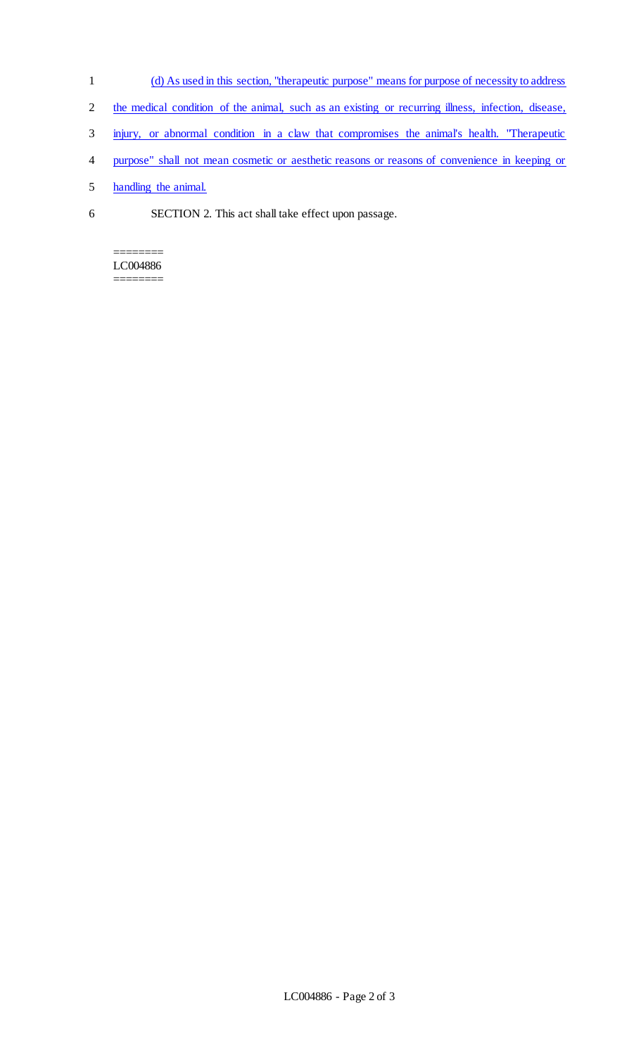(d) As used in this section, "therapeutic purpose" means for purpose of necessity to address the medical condition of the animal, such as an existing or recurring illness, infection, disease, injury, or abnormal condition in a claw that compromises the animal's health. "Therapeutic purpose" shall not mean cosmetic or aesthetic reasons or reasons of convenience in keeping or handling the animal.

SECTION 2. This act shall take effect upon passage.

========
LC004886
========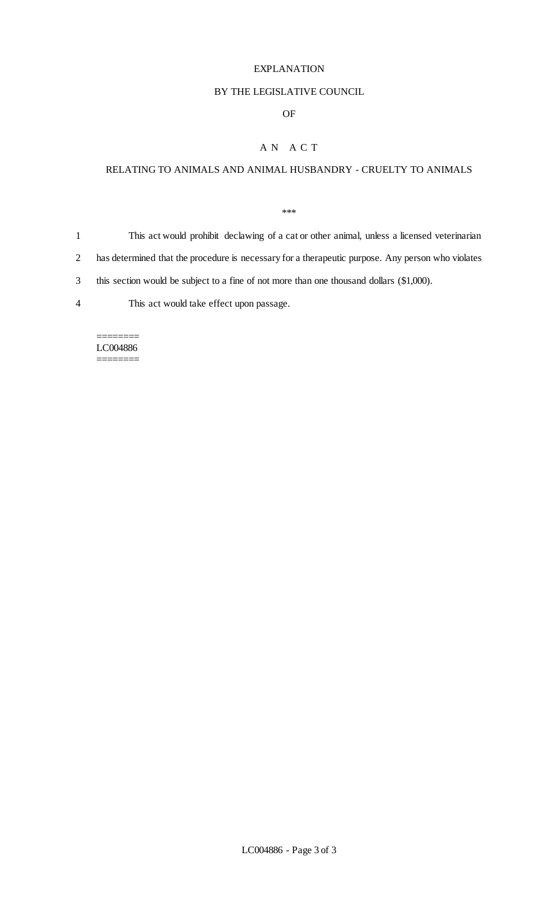EXPLANATION

BY THE LEGISLATIVE COUNCIL

OF

A N A C T

RELATING TO ANIMALS AND ANIMAL HUSBANDRY - CRUELTY TO ANIMALS

\*\*\*

1 This act would prohibit declawing of a cat or other animal, unless a licensed veterinarian
2 has determined that the procedure is necessary for a therapeutic purpose. Any person who violates
3 this section would be subject to a fine of not more than one thousand dollars ($1,000).

4 This act would take effect upon passage.

========
LC004886
========